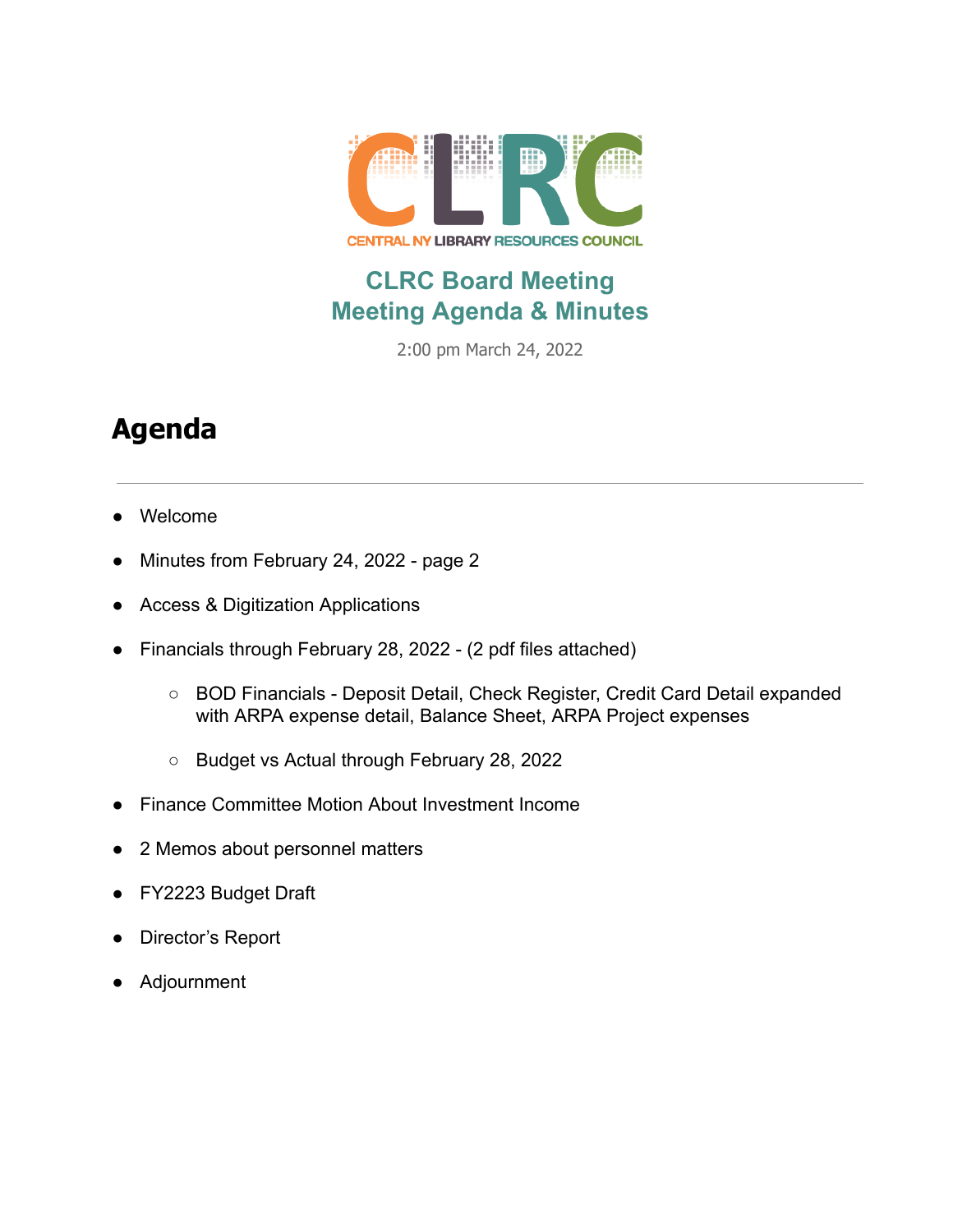CLRC

CENTRAL NY LIBRARY RESOURCES COUNCIL

# CLRC Board Meeting
# Meeting Agenda & Minutes

2:00 pm March 24, 2022

## Agenda

---

- Welcome
- Minutes from February 24, 2022 - page 2
- Access & Digitization Applications
- Financials through February 28, 2022 - (2 pdf files attached)
    - BOD Financials - Deposit Detail, Check Register, Credit Card Detail expanded with ARPA expense detail, Balance Sheet, ARPA Project expenses
    - Budget vs Actual through February 28, 2022
- Finance Committee Motion About Investment Income
- 2 Memos about personnel matters
- FY2223 Budget Draft
- Director's Report
- Adjournment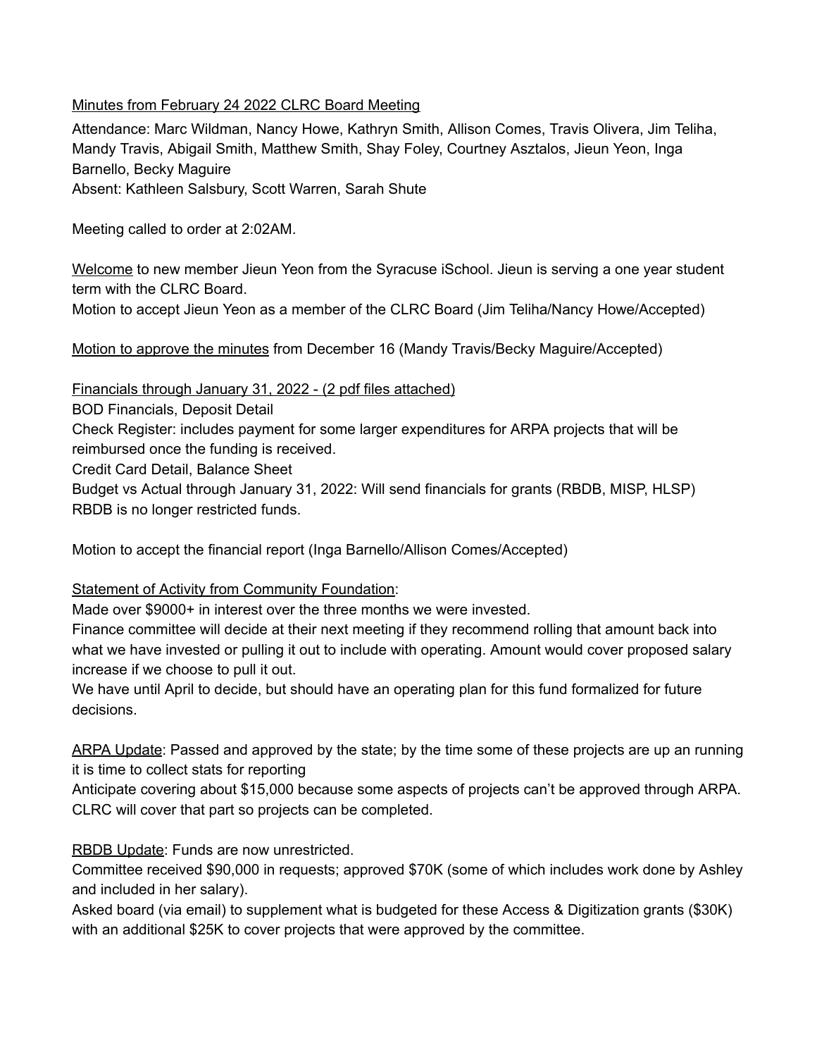Minutes from February 24 2022 CLRC Board Meeting

Attendance: Marc Wildman, Nancy Howe, Kathryn Smith, Allison Comes, Travis Olivera, Jim Teliha, Mandy Travis, Abigail Smith, Matthew Smith, Shay Foley, Courtney Asztalos, Jieun Yeon, Inga Barnello, Becky Maguire

Absent: Kathleen Salsbury, Scott Warren, Sarah Shute

Meeting called to order at 2:02AM.

Welcome to new member Jieun Yeon from the Syracuse iSchool. Jieun is serving a one year student term with the CLRC Board.

Motion to accept Jieun Yeon as a member of the CLRC Board (Jim Teliha/Nancy Howe/Accepted)

Motion to approve the minutes from December 16 (Mandy Travis/Becky Maguire/Accepted)

Financials through January 31, 2022 - (2 pdf files attached)

BOD Financials, Deposit Detail

Check Register: includes payment for some larger expenditures for ARPA projects that will be reimbursed once the funding is received.

Credit Card Detail, Balance Sheet

Budget vs Actual through January 31, 2022: Will send financials for grants (RBDB, MISP, HLSP)

RBDB is no longer restricted funds.

Motion to accept the financial report (Inga Barnello/Allison Comes/Accepted)

Statement of Activity from Community Foundation:

Made over $9000+ in interest over the three months we were invested.

Finance committee will decide at their next meeting if they recommend rolling that amount back into what we have invested or pulling it out to include with operating. Amount would cover proposed salary increase if we choose to pull it out.

We have until April to decide, but should have an operating plan for this fund formalized for future decisions.

ARPA Update: Passed and approved by the state; by the time some of these projects are up an running it is time to collect stats for reporting

Anticipate covering about $15,000 because some aspects of projects can't be approved through ARPA. CLRC will cover that part so projects can be completed.

RBDB Update: Funds are now unrestricted.

Committee received $90,000 in requests; approved $70K (some of which includes work done by Ashley and included in her salary).

Asked board (via email) to supplement what is budgeted for these Access & Digitization grants ($30K) with an additional $25K to cover projects that were approved by the committee.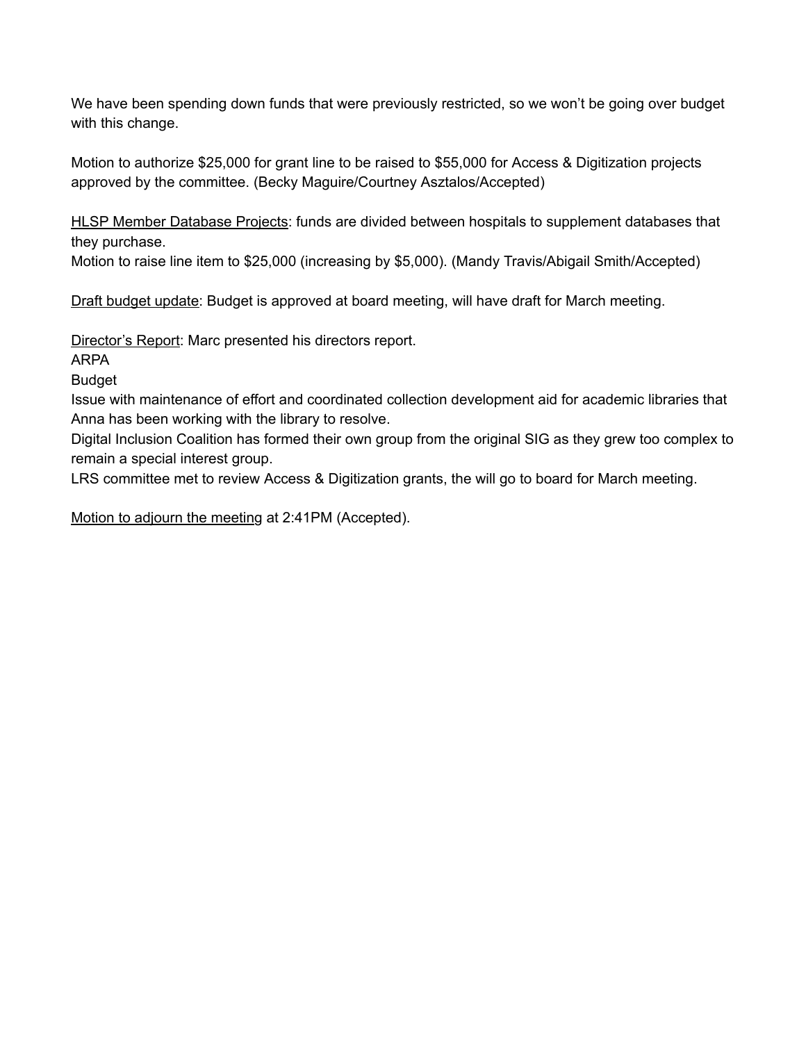We have been spending down funds that were previously restricted, so we won't be going over budget with this change.

Motion to authorize $25,000 for grant line to be raised to $55,000 for Access & Digitization projects approved by the committee. (Becky Maguire/Courtney Asztalos/Accepted)

<u>HLSP Member Database Projects</u>: funds are divided between hospitals to supplement databases that they purchase.
Motion to raise line item to $25,000 (increasing by $5,000). (Mandy Travis/Abigail Smith/Accepted)

<u>Draft budget update</u>: Budget is approved at board meeting, will have draft for March meeting.

<u>Director's Report</u>: Marc presented his directors report.
ARPA
Budget
Issue with maintenance of effort and coordinated collection development aid for academic libraries that Anna has been working with the library to resolve.
Digital Inclusion Coalition has formed their own group from the original SIG as they grew too complex to remain a special interest group.
LRS committee met to review Access & Digitization grants, the will go to board for March meeting.

<u>Motion to adjourn the meeting</u> at 2:41PM (Accepted).